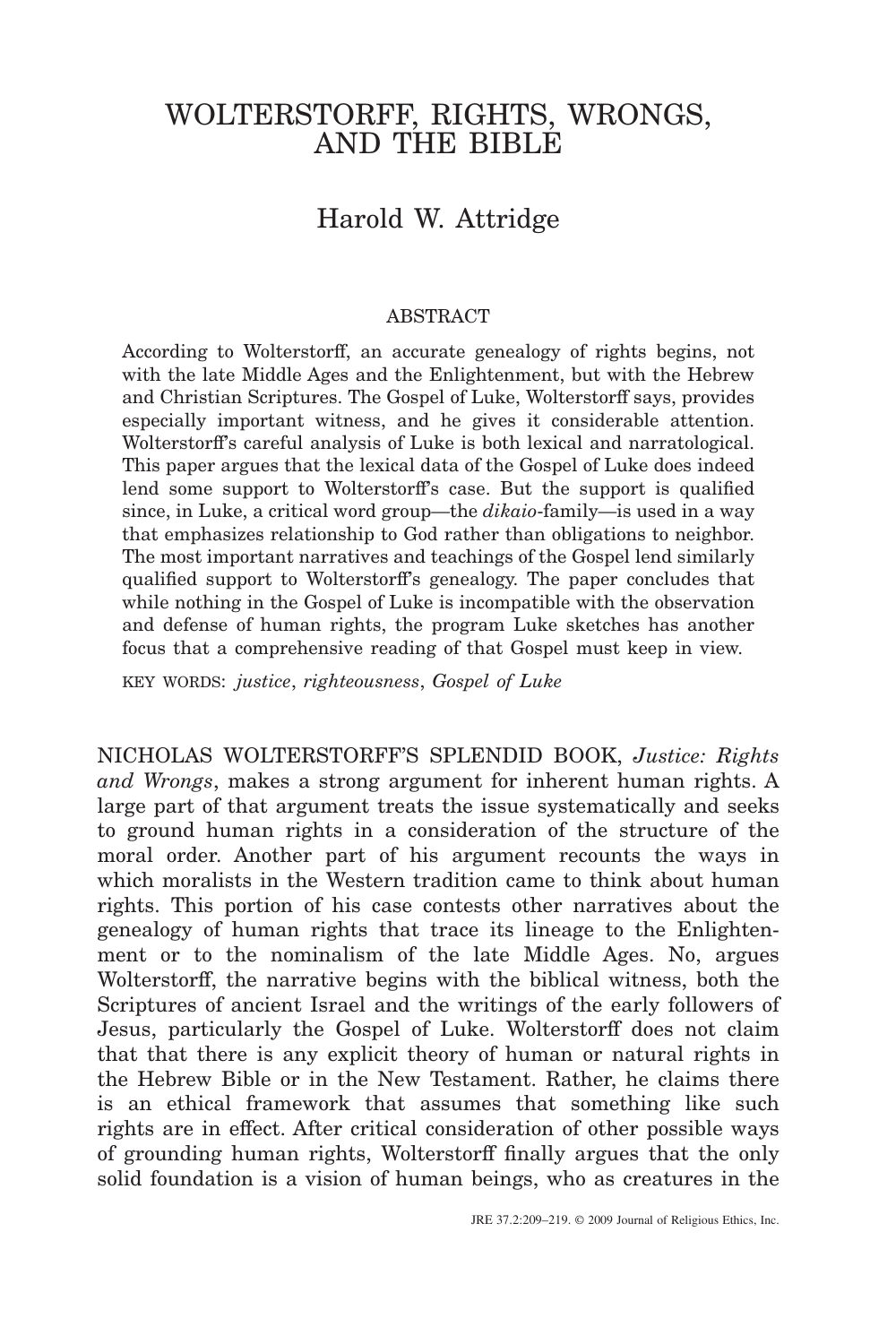# WOLTERSTORFF, RIGHTS, WRONGS, AND THE BIBLE

## Harold W. Attridge

### ABSTRACT

According to Wolterstorff, an accurate genealogy of rights begins, not with the late Middle Ages and the Enlightenment, but with the Hebrew and Christian Scriptures. The Gospel of Luke, Wolterstorff says, provides especially important witness, and he gives it considerable attention. Wolterstorff's careful analysis of Luke is both lexical and narratological. This paper argues that the lexical data of the Gospel of Luke does indeed lend some support to Wolterstorff's case. But the support is qualified since, in Luke, a critical word group—the *dikaio*-family—is used in a way that emphasizes relationship to God rather than obligations to neighbor. The most important narratives and teachings of the Gospel lend similarly qualified support to Wolterstorff's genealogy. The paper concludes that while nothing in the Gospel of Luke is incompatible with the observation and defense of human rights, the program Luke sketches has another focus that a comprehensive reading of that Gospel must keep in view.

KEY WORDS: *justice*, *righteousness*, *Gospel of Luke*

NICHOLAS WOLTERSTORFF'S SPLENDID BOOK, *Justice: Rights and Wrongs*, makes a strong argument for inherent human rights. A large part of that argument treats the issue systematically and seeks to ground human rights in a consideration of the structure of the moral order. Another part of his argument recounts the ways in which moralists in the Western tradition came to think about human rights. This portion of his case contests other narratives about the genealogy of human rights that trace its lineage to the Enlightenment or to the nominalism of the late Middle Ages. No, argues Wolterstorff, the narrative begins with the biblical witness, both the Scriptures of ancient Israel and the writings of the early followers of Jesus, particularly the Gospel of Luke. Wolterstorff does not claim that that there is any explicit theory of human or natural rights in the Hebrew Bible or in the New Testament. Rather, he claims there is an ethical framework that assumes that something like such rights are in effect. After critical consideration of other possible ways of grounding human rights, Wolterstorff finally argues that the only solid foundation is a vision of human beings, who as creatures in the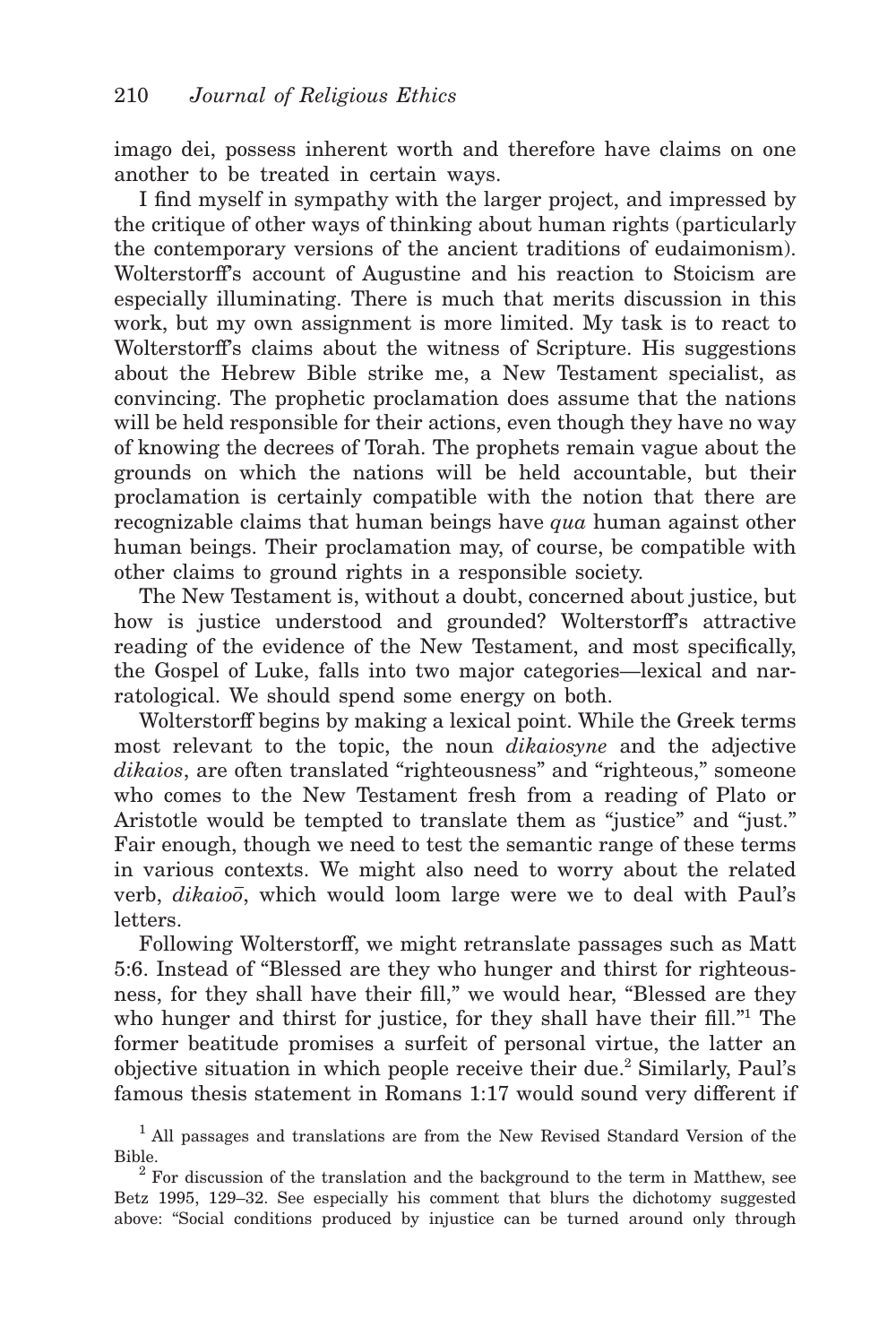imago dei, possess inherent worth and therefore have claims on one another to be treated in certain ways.

I find myself in sympathy with the larger project, and impressed by the critique of other ways of thinking about human rights (particularly the contemporary versions of the ancient traditions of eudaimonism). Wolterstorff's account of Augustine and his reaction to Stoicism are especially illuminating. There is much that merits discussion in this work, but my own assignment is more limited. My task is to react to Wolterstorff's claims about the witness of Scripture. His suggestions about the Hebrew Bible strike me, a New Testament specialist, as convincing. The prophetic proclamation does assume that the nations will be held responsible for their actions, even though they have no way of knowing the decrees of Torah. The prophets remain vague about the grounds on which the nations will be held accountable, but their proclamation is certainly compatible with the notion that there are recognizable claims that human beings have *qua* human against other human beings. Their proclamation may, of course, be compatible with other claims to ground rights in a responsible society.

The New Testament is, without a doubt, concerned about justice, but how is justice understood and grounded? Wolterstorff's attractive reading of the evidence of the New Testament, and most specifically, the Gospel of Luke, falls into two major categories—lexical and narratological. We should spend some energy on both.

Wolterstorff begins by making a lexical point. While the Greek terms most relevant to the topic, the noun *dikaiosyne* and the adjective *dikaios*, are often translated "righteousness" and "righteous," someone who comes to the New Testament fresh from a reading of Plato or Aristotle would be tempted to translate them as "justice" and "just." Fair enough, though we need to test the semantic range of these terms in various contexts. We might also need to worry about the related verb, *dikaioō*, which would loom large were we to deal with Paul's letters.

Following Wolterstorff, we might retranslate passages such as Matt 5:6. Instead of "Blessed are they who hunger and thirst for righteousness, for they shall have their fill," we would hear, "Blessed are they who hunger and thirst for justice, for they shall have their fill."[1] The former beatitude promises a surfeit of personal virtue, the latter an objective situation in which people receive their due.[2] Similarly, Paul's famous thesis statement in Romans 1:17 would sound very different if

[1] All passages and translations are from the New Revised Standard Version of the Bible.

[2] For discussion of the translation and the background to the term in Matthew, see Betz 1995, 129–32. See especially his comment that blurs the dichotomy suggested above: "Social conditions produced by injustice can be turned around only through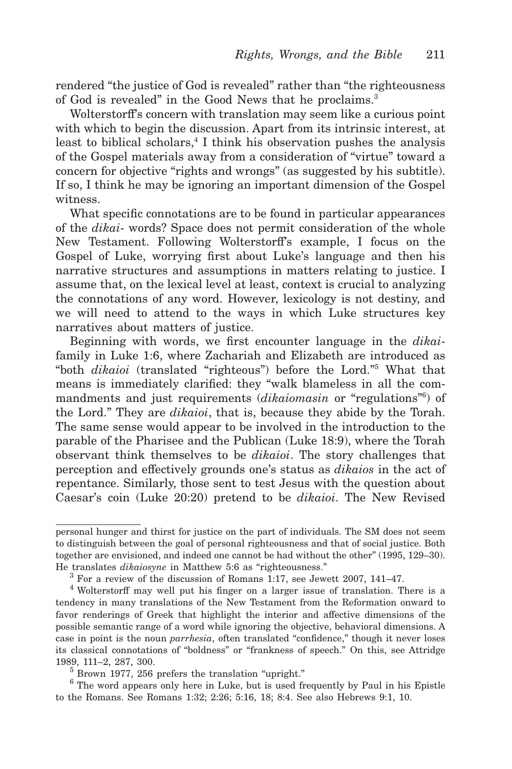rendered "the justice of God is revealed" rather than "the righteousness of God is revealed" in the Good News that he proclaims.[3]

Wolterstorff's concern with translation may seem like a curious point with which to begin the discussion. Apart from its intrinsic interest, at least to biblical scholars,[4] I think his observation pushes the analysis of the Gospel materials away from a consideration of "virtue" toward a concern for objective "rights and wrongs" (as suggested by his subtitle). If so, I think he may be ignoring an important dimension of the Gospel witness.

What specific connotations are to be found in particular appearances of the *dikai*- words? Space does not permit consideration of the whole New Testament. Following Wolterstorff's example, I focus on the Gospel of Luke, worrying first about Luke's language and then his narrative structures and assumptions in matters relating to justice. I assume that, on the lexical level at least, context is crucial to analyzing the connotations of any word. However, lexicology is not destiny, and we will need to attend to the ways in which Luke structures key narratives about matters of justice.

Beginning with words, we first encounter language in the *dikai*-family in Luke 1:6, where Zachariah and Elizabeth are introduced as "both *dikaioi* (translated "righteous") before the Lord."[5] What that means is immediately clarified: they "walk blameless in all the commandments and just requirements (*dikaiomasin* or "regulations"[6]) of the Lord." They are *dikaioi*, that is, because they abide by the Torah. The same sense would appear to be involved in the introduction to the parable of the Pharisee and the Publican (Luke 18:9), where the Torah observant think themselves to be *dikaioi*. The story challenges that perception and effectively grounds one's status as *dikaios* in the act of repentance. Similarly, those sent to test Jesus with the question about Caesar's coin (Luke 20:20) pretend to be *dikaioi*. The New Revised

---

personal hunger and thirst for justice on the part of individuals. The SM does not seem to distinguish between the goal of personal righteousness and that of social justice. Both together are envisioned, and indeed one cannot be had without the other" (1995, 129–30). He translates *dikaiosyne* in Matthew 5:6 as "righteousness."

[3] For a review of the discussion of Romans 1:17, see Jewett 2007, 141–47.

[4] Wolterstorff may well put his finger on a larger issue of translation. There is a tendency in many translations of the New Testament from the Reformation onward to favor renderings of Greek that highlight the interior and affective dimensions of the possible semantic range of a word while ignoring the objective, behavioral dimensions. A case in point is the noun *parrhesia*, often translated "confidence," though it never loses its classical connotations of "boldness" or "frankness of speech." On this, see Attridge 1989, 111–2, 287, 300.

[5] Brown 1977, 256 prefers the translation "upright."

[6] The word appears only here in Luke, but is used frequently by Paul in his Epistle to the Romans. See Romans 1:32; 2:26; 5:16, 18; 8:4. See also Hebrews 9:1, 10.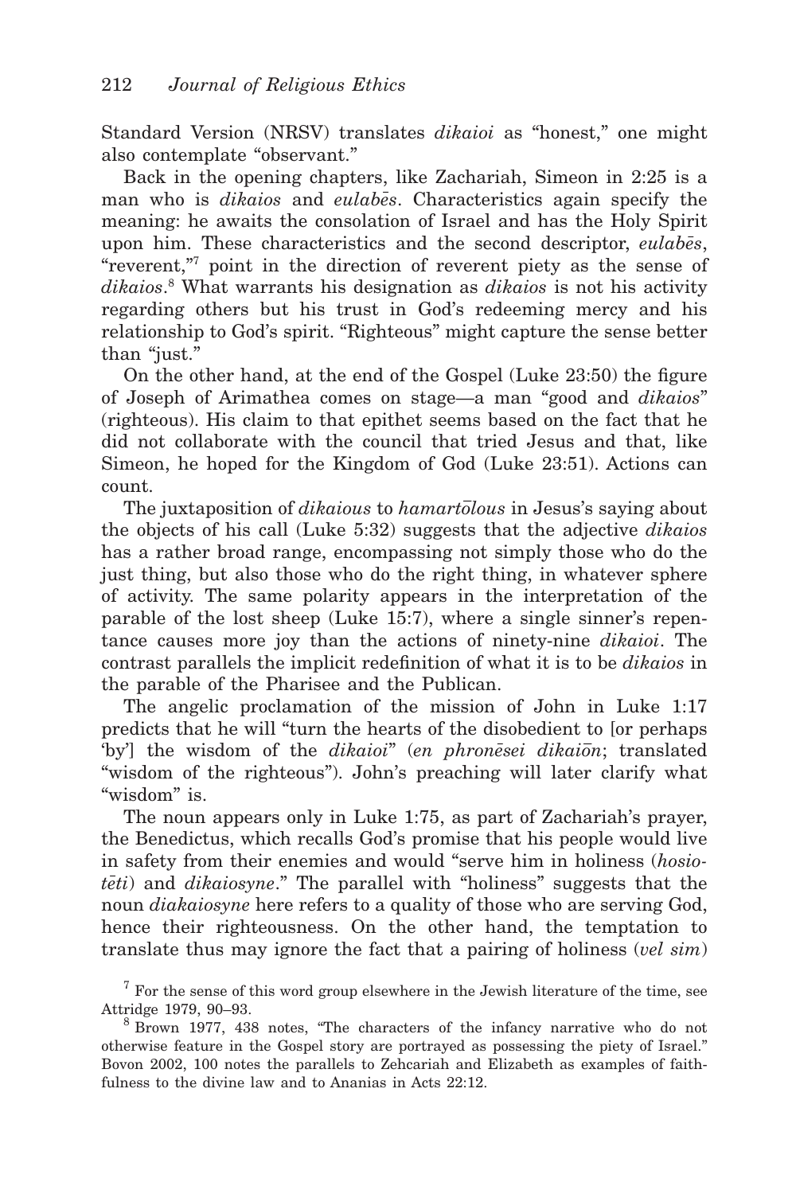Standard Version (NRSV) translates *dikaioi* as "honest," one might also contemplate "observant."

Back in the opening chapters, like Zachariah, Simeon in 2:25 is a man who is *dikaios* and *eulabēs*. Characteristics again specify the meaning: he awaits the consolation of Israel and has the Holy Spirit upon him. These characteristics and the second descriptor, *eulabēs*, "reverent,"[7] point in the direction of reverent piety as the sense of *dikaios*.[8] What warrants his designation as *dikaios* is not his activity regarding others but his trust in God's redeeming mercy and his relationship to God's spirit. "Righteous" might capture the sense better than "just."

On the other hand, at the end of the Gospel (Luke 23:50) the figure of Joseph of Arimathea comes on stage—a man "good and *dikaios*" (righteous). His claim to that epithet seems based on the fact that he did not collaborate with the council that tried Jesus and that, like Simeon, he hoped for the Kingdom of God (Luke 23:51). Actions can count.

The juxtaposition of *dikaious* to *hamartōlous* in Jesus's saying about the objects of his call (Luke 5:32) suggests that the adjective *dikaios* has a rather broad range, encompassing not simply those who do the just thing, but also those who do the right thing, in whatever sphere of activity. The same polarity appears in the interpretation of the parable of the lost sheep (Luke 15:7), where a single sinner's repentance causes more joy than the actions of ninety-nine *dikaioi*. The contrast parallels the implicit redefinition of what it is to be *dikaios* in the parable of the Pharisee and the Publican.

The angelic proclamation of the mission of John in Luke 1:17 predicts that he will "turn the hearts of the disobedient to [or perhaps 'by'] the wisdom of the *dikaioi*" (*en phronēsei dikaiōn*; translated "wisdom of the righteous"). John's preaching will later clarify what "wisdom" is.

The noun appears only in Luke 1:75, as part of Zachariah's prayer, the Benedictus, which recalls God's promise that his people would live in safety from their enemies and would "serve him in holiness (*hosiotēti*) and *dikaiosyne*." The parallel with "holiness" suggests that the noun *diakaiosyne* here refers to a quality of those who are serving God, hence their righteousness. On the other hand, the temptation to translate thus may ignore the fact that a pairing of holiness (*vel sim*)

---

[7] For the sense of this word group elsewhere in the Jewish literature of the time, see Attridge 1979, 90–93.

[8] Brown 1977, 438 notes, "The characters of the infancy narrative who do not otherwise feature in the Gospel story are portrayed as possessing the piety of Israel." Bovon 2002, 100 notes the parallels to Zehcariah and Elizabeth as examples of faithfulness to the divine law and to Ananias in Acts 22:12.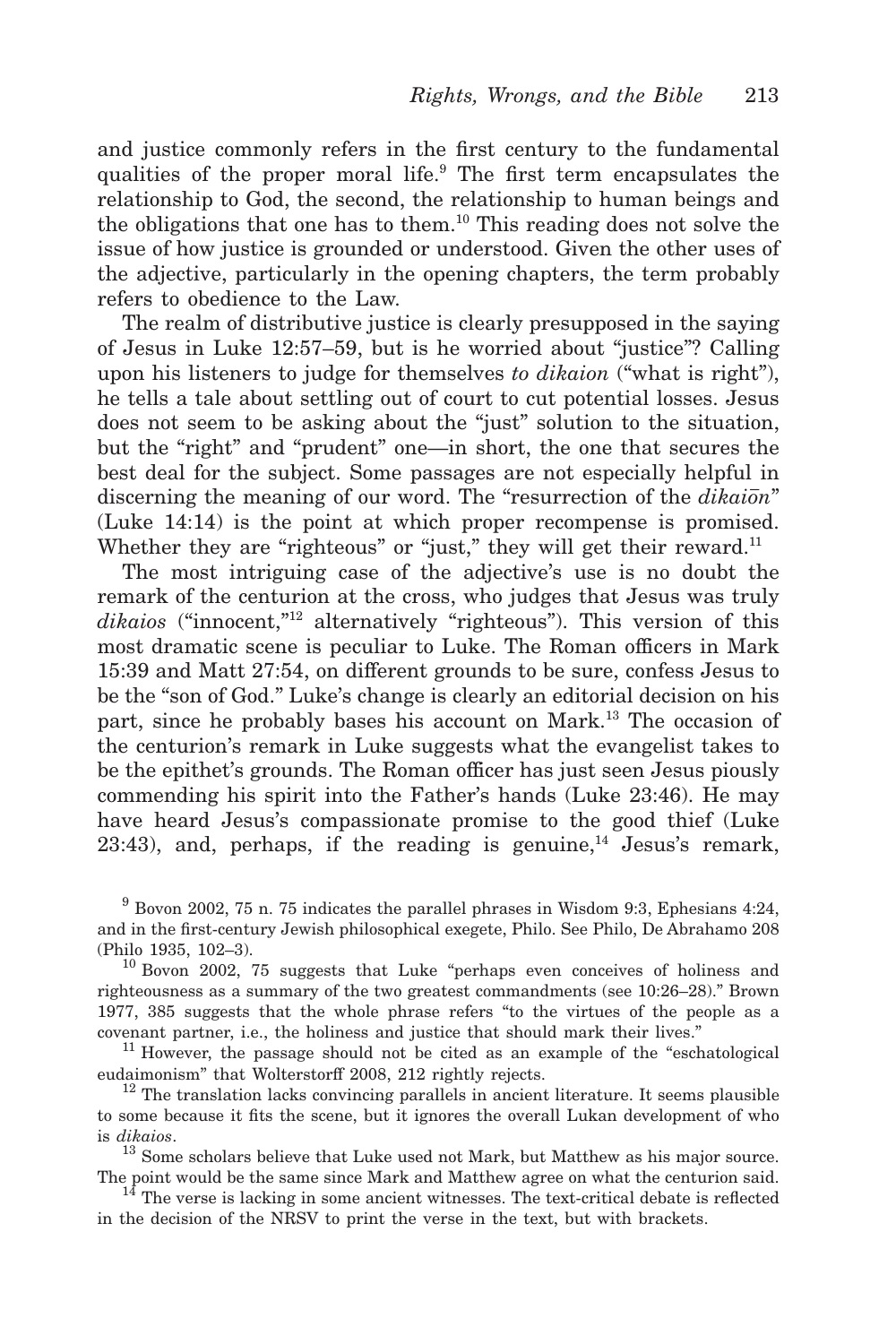and justice commonly refers in the first century to the fundamental qualities of the proper moral life.[9] The first term encapsulates the relationship to God, the second, the relationship to human beings and the obligations that one has to them.[10] This reading does not solve the issue of how justice is grounded or understood. Given the other uses of the adjective, particularly in the opening chapters, the term probably refers to obedience to the Law.

The realm of distributive justice is clearly presupposed in the saying of Jesus in Luke 12:57–59, but is he worried about "justice"? Calling upon his listeners to judge for themselves *to dikaion* ("what is right"), he tells a tale about settling out of court to cut potential losses. Jesus does not seem to be asking about the "just" solution to the situation, but the "right" and "prudent" one—in short, the one that secures the best deal for the subject. Some passages are not especially helpful in discerning the meaning of our word. The "resurrection of the *dikaiōn*" (Luke 14:14) is the point at which proper recompense is promised. Whether they are "righteous" or "just," they will get their reward.[11]

The most intriguing case of the adjective's use is no doubt the remark of the centurion at the cross, who judges that Jesus was truly *dikaios* ("innocent,"[12] alternatively "righteous"). This version of this most dramatic scene is peculiar to Luke. The Roman officers in Mark 15:39 and Matt 27:54, on different grounds to be sure, confess Jesus to be the "son of God." Luke's change is clearly an editorial decision on his part, since he probably bases his account on Mark.[13] The occasion of the centurion's remark in Luke suggests what the evangelist takes to be the epithet's grounds. The Roman officer has just seen Jesus piously commending his spirit into the Father's hands (Luke 23:46). He may have heard Jesus's compassionate promise to the good thief (Luke 23:43), and, perhaps, if the reading is genuine,[14] Jesus's remark,

[9] Bovon 2002, 75 n. 75 indicates the parallel phrases in Wisdom 9:3, Ephesians 4:24, and in the first-century Jewish philosophical exegete, Philo. See Philo, De Abrahamo 208 (Philo 1935, 102–3).

[10] Bovon 2002, 75 suggests that Luke "perhaps even conceives of holiness and righteousness as a summary of the two greatest commandments (see 10:26–28)." Brown 1977, 385 suggests that the whole phrase refers "to the virtues of the people as a covenant partner, i.e., the holiness and justice that should mark their lives."

[11] However, the passage should not be cited as an example of the "eschatological eudaimonism" that Wolterstorff 2008, 212 rightly rejects.

[12] The translation lacks convincing parallels in ancient literature. It seems plausible to some because it fits the scene, but it ignores the overall Lukan development of who is *dikaios*.

[13] Some scholars believe that Luke used not Mark, but Matthew as his major source. The point would be the same since Mark and Matthew agree on what the centurion said.

[14] The verse is lacking in some ancient witnesses. The text-critical debate is reflected in the decision of the NRSV to print the verse in the text, but with brackets.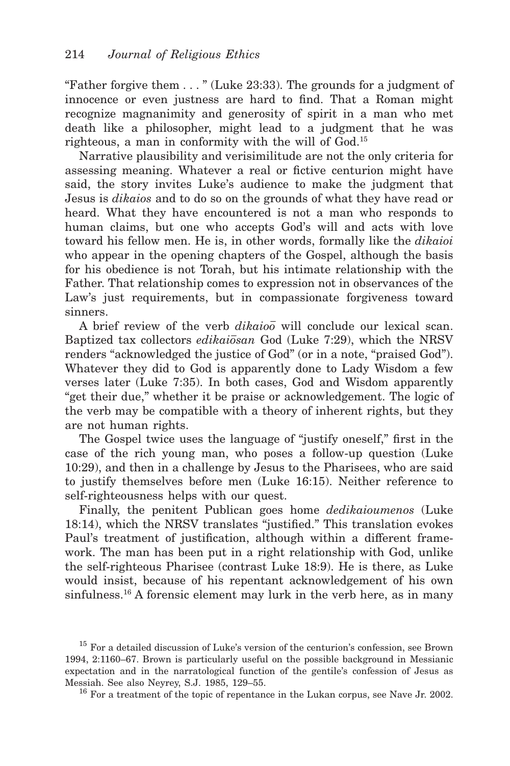"Father forgive them . . . " (Luke 23:33). The grounds for a judgment of innocence or even justness are hard to find. That a Roman might recognize magnanimity and generosity of spirit in a man who met death like a philosopher, might lead to a judgment that he was righteous, a man in conformity with the will of God.[15]

Narrative plausibility and verisimilitude are not the only criteria for assessing meaning. Whatever a real or fictive centurion might have said, the story invites Luke's audience to make the judgment that Jesus is *dikaios* and to do so on the grounds of what they have read or heard. What they have encountered is not a man who responds to human claims, but one who accepts God's will and acts with love toward his fellow men. He is, in other words, formally like the *dikaioi* who appear in the opening chapters of the Gospel, although the basis for his obedience is not Torah, but his intimate relationship with the Father. That relationship comes to expression not in observances of the Law's just requirements, but in compassionate forgiveness toward sinners.

A brief review of the verb *dikaioō* will conclude our lexical scan. Baptized tax collectors *edikaiōsan* God (Luke 7:29), which the NRSV renders "acknowledged the justice of God" (or in a note, "praised God"). Whatever they did to God is apparently done to Lady Wisdom a few verses later (Luke 7:35). In both cases, God and Wisdom apparently "get their due," whether it be praise or acknowledgement. The logic of the verb may be compatible with a theory of inherent rights, but they are not human rights.

The Gospel twice uses the language of "justify oneself," first in the case of the rich young man, who poses a follow-up question (Luke 10:29), and then in a challenge by Jesus to the Pharisees, who are said to justify themselves before men (Luke 16:15). Neither reference to self-righteousness helps with our quest.

Finally, the penitent Publican goes home *dedikaioumenos* (Luke 18:14), which the NRSV translates "justified." This translation evokes Paul's treatment of justification, although within a different framework. The man has been put in a right relationship with God, unlike the self-righteous Pharisee (contrast Luke 18:9). He is there, as Luke would insist, because of his repentant acknowledgement of his own sinfulness.[16] A forensic element may lurk in the verb here, as in many

[15] For a detailed discussion of Luke's version of the centurion's confession, see Brown 1994, 2:1160–67. Brown is particularly useful on the possible background in Messianic expectation and in the narratological function of the gentile's confession of Jesus as Messiah. See also Neyrey, S.J. 1985, 129–55.

[16] For a treatment of the topic of repentance in the Lukan corpus, see Nave Jr. 2002.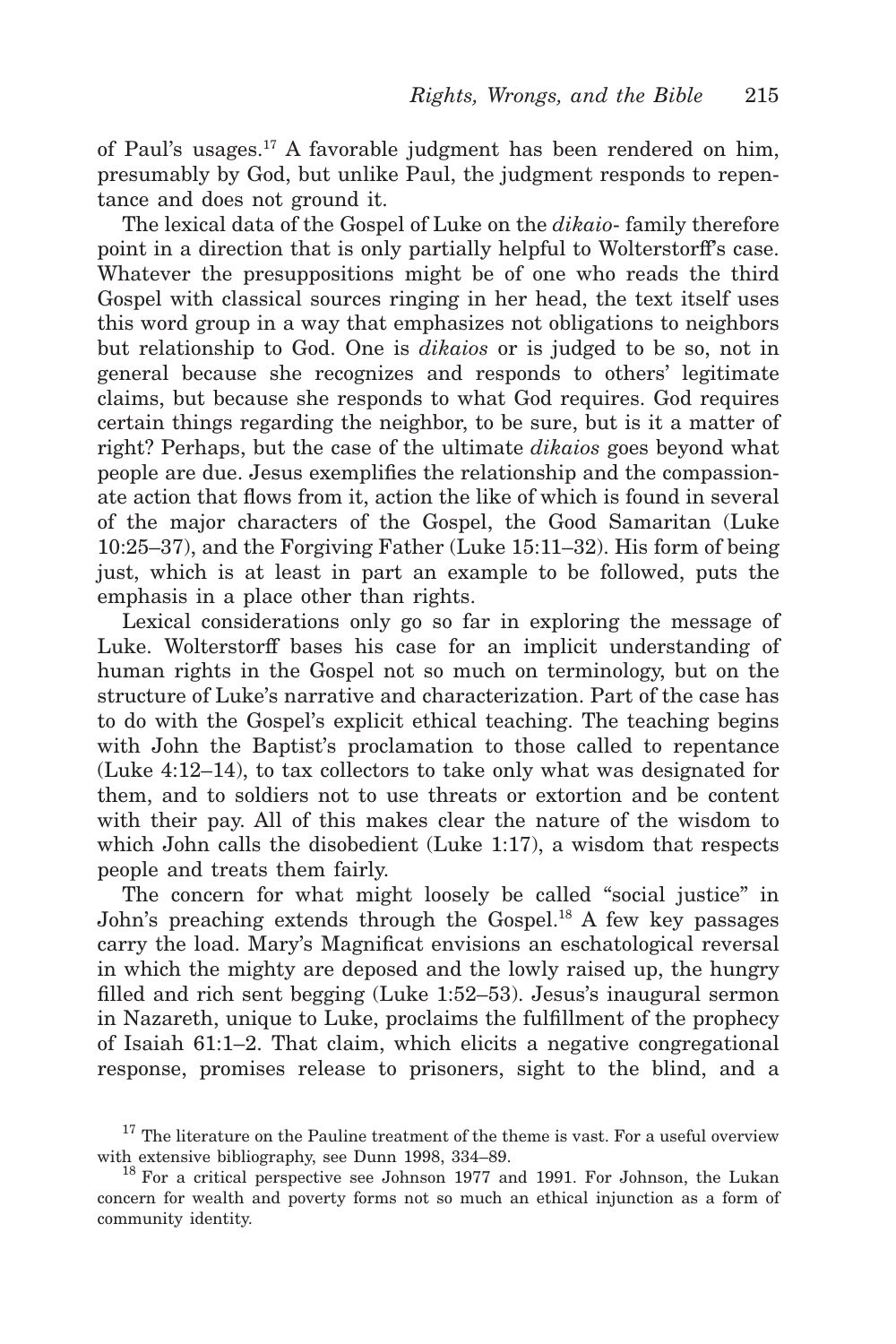of Paul's usages.[17] A favorable judgment has been rendered on him, presumably by God, but unlike Paul, the judgment responds to repentance and does not ground it.

The lexical data of the Gospel of Luke on the *dikaio-* family therefore point in a direction that is only partially helpful to Wolterstorff's case. Whatever the presuppositions might be of one who reads the third Gospel with classical sources ringing in her head, the text itself uses this word group in a way that emphasizes not obligations to neighbors but relationship to God. One is *dikaios* or is judged to be so, not in general because she recognizes and responds to others' legitimate claims, but because she responds to what God requires. God requires certain things regarding the neighbor, to be sure, but is it a matter of right? Perhaps, but the case of the ultimate *dikaios* goes beyond what people are due. Jesus exemplifies the relationship and the compassionate action that flows from it, action the like of which is found in several of the major characters of the Gospel, the Good Samaritan (Luke 10:25–37), and the Forgiving Father (Luke 15:11–32). His form of being just, which is at least in part an example to be followed, puts the emphasis in a place other than rights.

Lexical considerations only go so far in exploring the message of Luke. Wolterstorff bases his case for an implicit understanding of human rights in the Gospel not so much on terminology, but on the structure of Luke's narrative and characterization. Part of the case has to do with the Gospel's explicit ethical teaching. The teaching begins with John the Baptist's proclamation to those called to repentance (Luke 4:12–14), to tax collectors to take only what was designated for them, and to soldiers not to use threats or extortion and be content with their pay. All of this makes clear the nature of the wisdom to which John calls the disobedient (Luke 1:17), a wisdom that respects people and treats them fairly.

The concern for what might loosely be called "social justice" in John's preaching extends through the Gospel.[18] A few key passages carry the load. Mary's Magnificat envisions an eschatological reversal in which the mighty are deposed and the lowly raised up, the hungry filled and rich sent begging (Luke 1:52–53). Jesus's inaugural sermon in Nazareth, unique to Luke, proclaims the fulfillment of the prophecy of Isaiah 61:1–2. That claim, which elicits a negative congregational response, promises release to prisoners, sight to the blind, and a

[17] The literature on the Pauline treatment of the theme is vast. For a useful overview with extensive bibliography, see Dunn 1998, 334–89.

[18] For a critical perspective see Johnson 1977 and 1991. For Johnson, the Lukan concern for wealth and poverty forms not so much an ethical injunction as a form of community identity.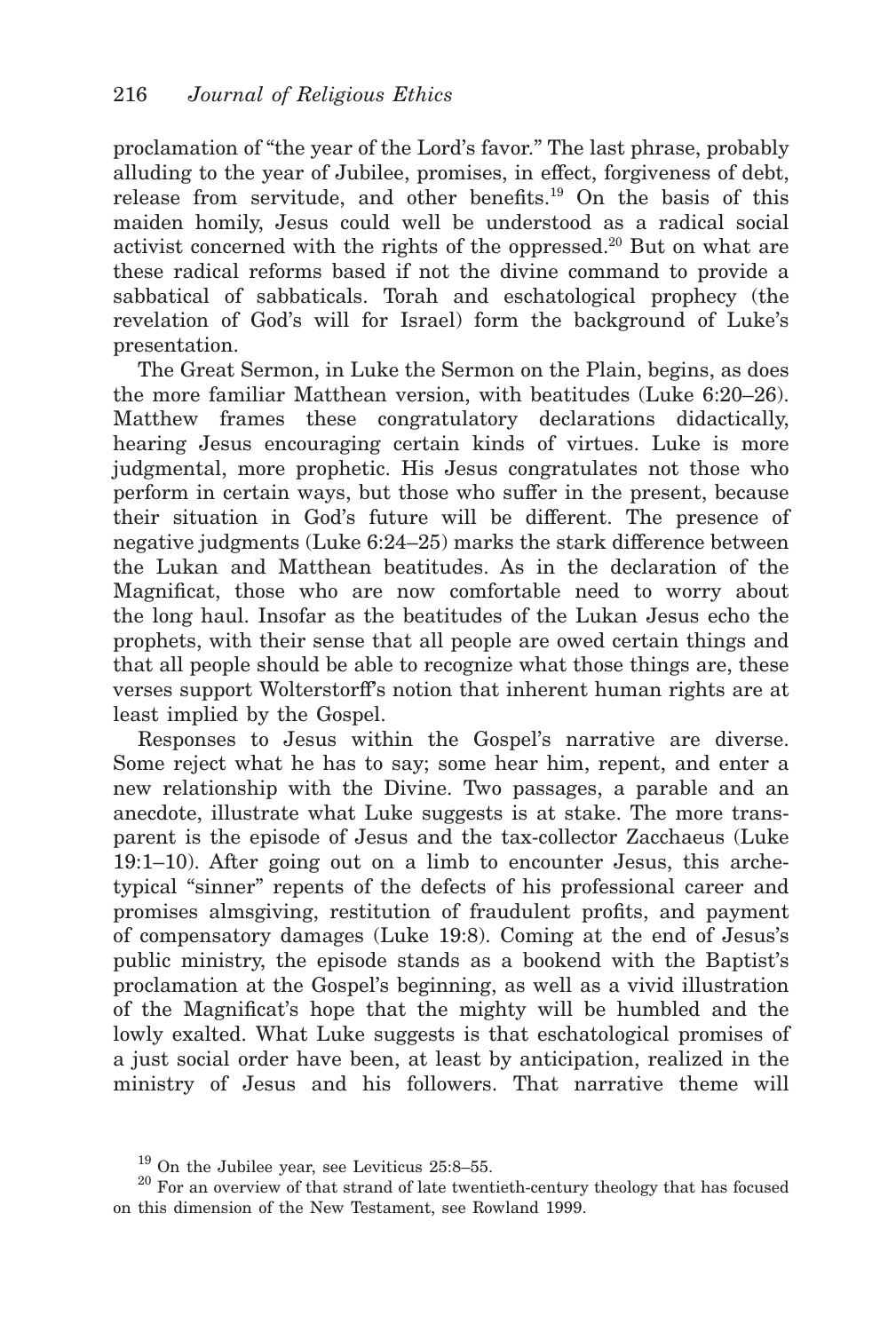proclamation of "the year of the Lord's favor." The last phrase, probably alluding to the year of Jubilee, promises, in effect, forgiveness of debt, release from servitude, and other benefits.[19] On the basis of this maiden homily, Jesus could well be understood as a radical social activist concerned with the rights of the oppressed.[20] But on what are these radical reforms based if not the divine command to provide a sabbatical of sabbaticals. Torah and eschatological prophecy (the revelation of God's will for Israel) form the background of Luke's presentation.

The Great Sermon, in Luke the Sermon on the Plain, begins, as does the more familiar Matthean version, with beatitudes (Luke 6:20–26). Matthew frames these congratulatory declarations didactically, hearing Jesus encouraging certain kinds of virtues. Luke is more judgmental, more prophetic. His Jesus congratulates not those who perform in certain ways, but those who suffer in the present, because their situation in God's future will be different. The presence of negative judgments (Luke 6:24–25) marks the stark difference between the Lukan and Matthean beatitudes. As in the declaration of the Magnificat, those who are now comfortable need to worry about the long haul. Insofar as the beatitudes of the Lukan Jesus echo the prophets, with their sense that all people are owed certain things and that all people should be able to recognize what those things are, these verses support Wolterstorff's notion that inherent human rights are at least implied by the Gospel.

Responses to Jesus within the Gospel's narrative are diverse. Some reject what he has to say; some hear him, repent, and enter a new relationship with the Divine. Two passages, a parable and an anecdote, illustrate what Luke suggests is at stake. The more transparent is the episode of Jesus and the tax-collector Zacchaeus (Luke 19:1–10). After going out on a limb to encounter Jesus, this archetypical "sinner" repents of the defects of his professional career and promises almsgiving, restitution of fraudulent profits, and payment of compensatory damages (Luke 19:8). Coming at the end of Jesus's public ministry, the episode stands as a bookend with the Baptist's proclamation at the Gospel's beginning, as well as a vivid illustration of the Magnificat's hope that the mighty will be humbled and the lowly exalted. What Luke suggests is that eschatological promises of a just social order have been, at least by anticipation, realized in the ministry of Jesus and his followers. That narrative theme will

[19] On the Jubilee year, see Leviticus 25:8–55.

[20] For an overview of that strand of late twentieth-century theology that has focused on this dimension of the New Testament, see Rowland 1999.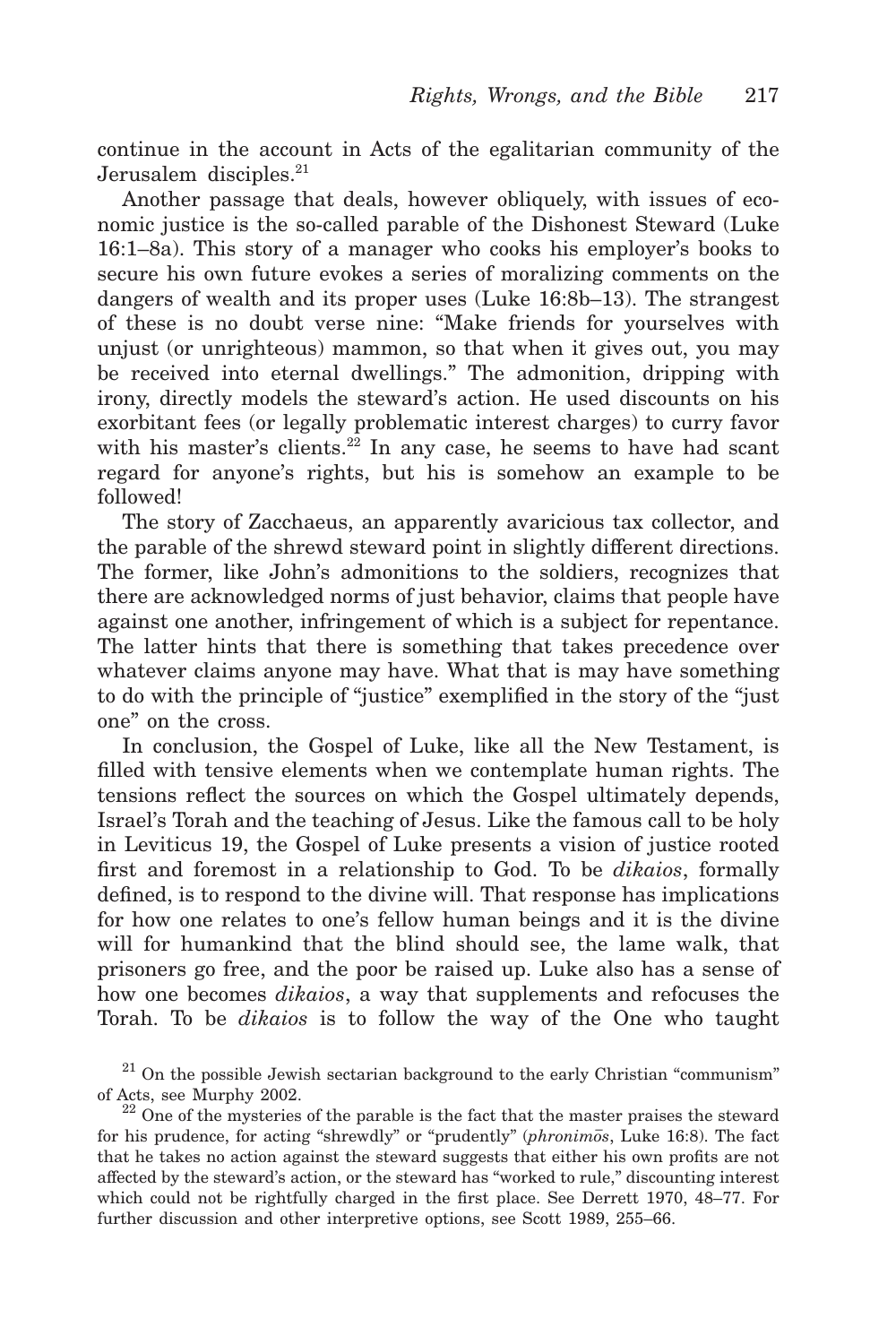continue in the account in Acts of the egalitarian community of the Jerusalem disciples.[21]

Another passage that deals, however obliquely, with issues of economic justice is the so-called parable of the Dishonest Steward (Luke 16:1–8a). This story of a manager who cooks his employer's books to secure his own future evokes a series of moralizing comments on the dangers of wealth and its proper uses (Luke 16:8b–13). The strangest of these is no doubt verse nine: "Make friends for yourselves with unjust (or unrighteous) mammon, so that when it gives out, you may be received into eternal dwellings." The admonition, dripping with irony, directly models the steward's action. He used discounts on his exorbitant fees (or legally problematic interest charges) to curry favor with his master's clients.[22] In any case, he seems to have had scant regard for anyone's rights, but his is somehow an example to be followed!

The story of Zacchaeus, an apparently avaricious tax collector, and the parable of the shrewd steward point in slightly different directions. The former, like John's admonitions to the soldiers, recognizes that there are acknowledged norms of just behavior, claims that people have against one another, infringement of which is a subject for repentance. The latter hints that there is something that takes precedence over whatever claims anyone may have. What that is may have something to do with the principle of "justice" exemplified in the story of the "just one" on the cross.

In conclusion, the Gospel of Luke, like all the New Testament, is filled with tensive elements when we contemplate human rights. The tensions reflect the sources on which the Gospel ultimately depends, Israel's Torah and the teaching of Jesus. Like the famous call to be holy in Leviticus 19, the Gospel of Luke presents a vision of justice rooted first and foremost in a relationship to God. To be *dikaios*, formally defined, is to respond to the divine will. That response has implications for how one relates to one's fellow human beings and it is the divine will for humankind that the blind should see, the lame walk, that prisoners go free, and the poor be raised up. Luke also has a sense of how one becomes *dikaios*, a way that supplements and refocuses the Torah. To be *dikaios* is to follow the way of the One who taught

[21] On the possible Jewish sectarian background to the early Christian "communism" of Acts, see Murphy 2002.

[22] One of the mysteries of the parable is the fact that the master praises the steward for his prudence, for acting "shrewdly" or "prudently" (*phronimōs*, Luke 16:8). The fact that he takes no action against the steward suggests that either his own profits are not affected by the steward's action, or the steward has "worked to rule," discounting interest which could not be rightfully charged in the first place. See Derrett 1970, 48–77. For further discussion and other interpretive options, see Scott 1989, 255–66.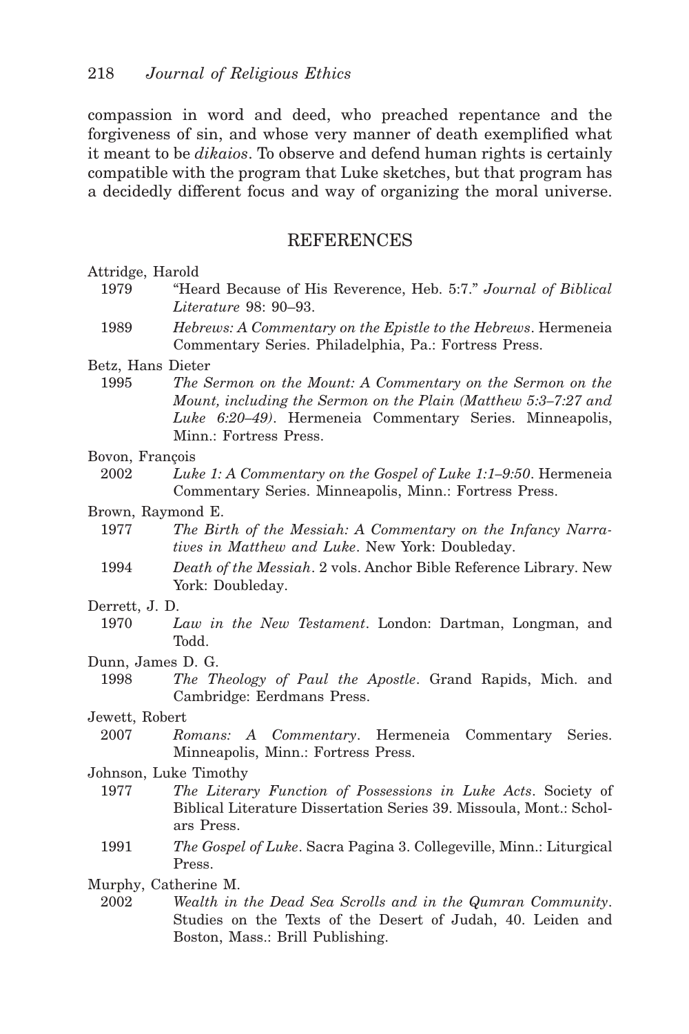compassion in word and deed, who preached repentance and the forgiveness of sin, and whose very manner of death exemplified what it meant to be *dikaios*. To observe and defend human rights is certainly compatible with the program that Luke sketches, but that program has a decidedly different focus and way of organizing the moral universe.

## REFERENCES

Attridge, Harold

1979 "Heard Because of His Reverence, Heb. 5:7." *Journal of Biblical Literature* 98: 90–93.

1989 *Hebrews: A Commentary on the Epistle to the Hebrews*. Hermeneia Commentary Series. Philadelphia, Pa.: Fortress Press.

Betz, Hans Dieter

1995 *The Sermon on the Mount: A Commentary on the Sermon on the Mount, including the Sermon on the Plain (Matthew 5:3–7:27 and Luke 6:20–49)*. Hermeneia Commentary Series. Minneapolis, Minn.: Fortress Press.

Bovon, François

2002 *Luke 1: A Commentary on the Gospel of Luke 1:1–9:50*. Hermeneia Commentary Series. Minneapolis, Minn.: Fortress Press.

Brown, Raymond E.

1977 *The Birth of the Messiah: A Commentary on the Infancy Narratives in Matthew and Luke*. New York: Doubleday.

1994 *Death of the Messiah*. 2 vols. Anchor Bible Reference Library. New York: Doubleday.

Derrett, J. D.

1970 *Law in the New Testament*. London: Dartman, Longman, and Todd.

Dunn, James D. G.

1998 *The Theology of Paul the Apostle*. Grand Rapids, Mich. and Cambridge: Eerdmans Press.

Jewett, Robert

2007 *Romans: A Commentary*. Hermeneia Commentary Series. Minneapolis, Minn.: Fortress Press.

Johnson, Luke Timothy

1977 *The Literary Function of Possessions in Luke Acts*. Society of Biblical Literature Dissertation Series 39. Missoula, Mont.: Scholars Press.

1991 *The Gospel of Luke*. Sacra Pagina 3. Collegeville, Minn.: Liturgical Press.

Murphy, Catherine M.

2002 *Wealth in the Dead Sea Scrolls and in the Qumran Community*. Studies on the Texts of the Desert of Judah, 40. Leiden and Boston, Mass.: Brill Publishing.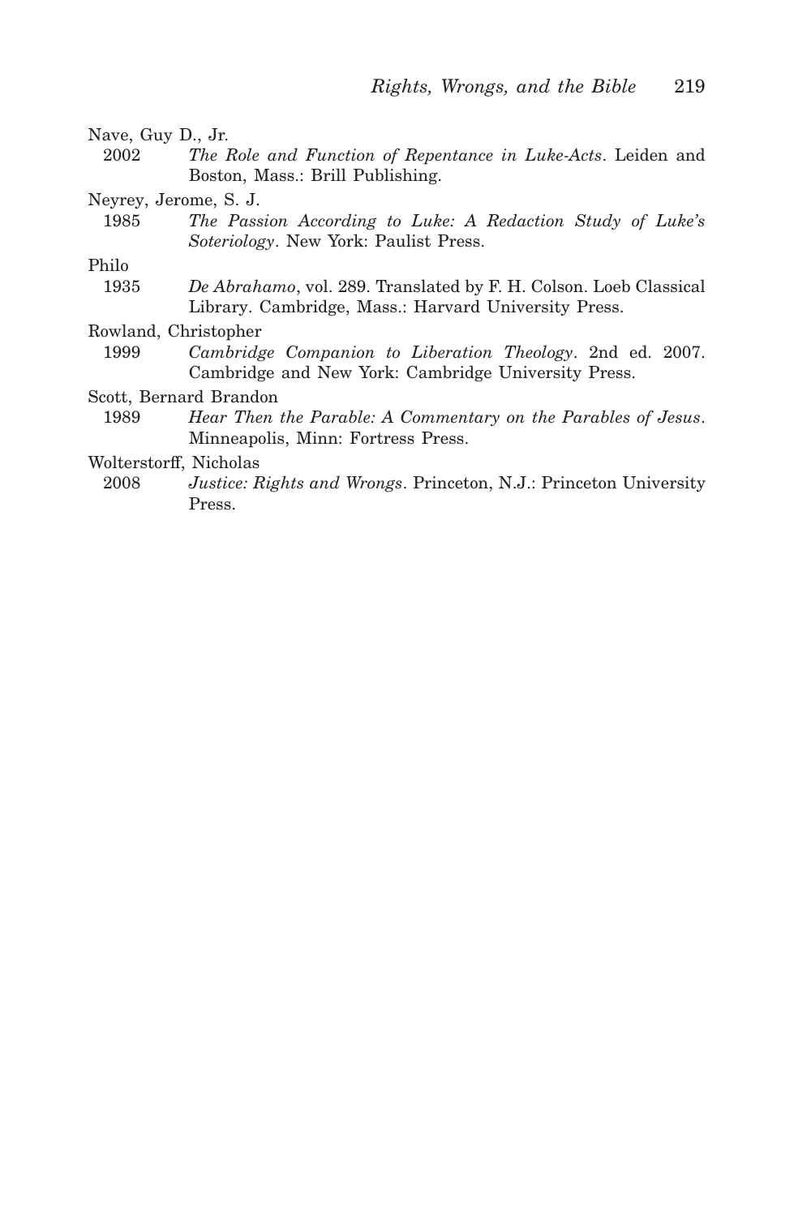Nave, Guy D., Jr.

2002 *The Role and Function of Repentance in Luke-Acts*. Leiden and Boston, Mass.: Brill Publishing.

Neyrey, Jerome, S. J.

1985 *The Passion According to Luke: A Redaction Study of Luke's Soteriology*. New York: Paulist Press.

Philo

1935 *De Abrahamo*, vol. 289. Translated by F. H. Colson. Loeb Classical Library. Cambridge, Mass.: Harvard University Press.

Rowland, Christopher

1999 *Cambridge Companion to Liberation Theology*. 2nd ed. 2007. Cambridge and New York: Cambridge University Press.

Scott, Bernard Brandon

1989 *Hear Then the Parable: A Commentary on the Parables of Jesus*. Minneapolis, Minn: Fortress Press.

Wolterstorff, Nicholas

2008 *Justice: Rights and Wrongs*. Princeton, N.J.: Princeton University Press.